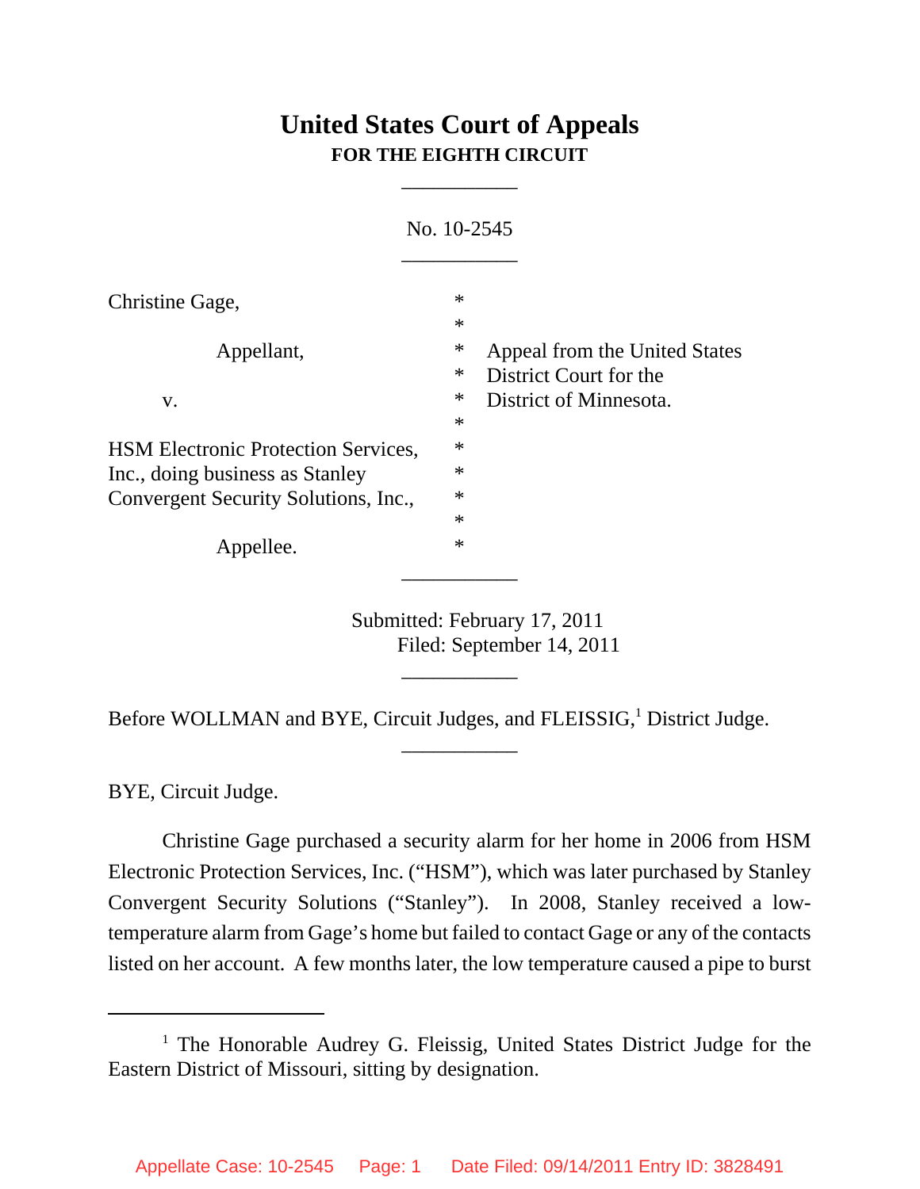# United States Court of Appeals
## FOR THE EIGHTH CIRCUIT

___________

No. 10-2545

___________

| | | |
|---|---|---|
| Christine Gage, | * | |
| | * | |
| Appellant, | * | Appeal from the United States |
| | * | District Court for the |
| v. | * | District of Minnesota. |
| | * | |
| HSM Electronic Protection Services, | * | |
| Inc., doing business as Stanley | * | |
| Convergent Security Solutions, Inc., | * | |
| | * | |
| Appellee. | * | |

___________

Submitted: February 17, 2011
Filed: September 14, 2011

___________

Before WOLLMAN and BYE, Circuit Judges, and FLEISSIG,[1] District Judge.

___________

BYE, Circuit Judge.

Christine Gage purchased a security alarm for her home in 2006 from HSM Electronic Protection Services, Inc. ("HSM"), which was later purchased by Stanley Convergent Security Solutions ("Stanley"). In 2008, Stanley received a low-temperature alarm from Gage's home but failed to contact Gage or any of the contacts listed on her account. A few months later, the low temperature caused a pipe to burst

---

[1] The Honorable Audrey G. Fleissig, United States District Judge for the Eastern District of Missouri, sitting by designation.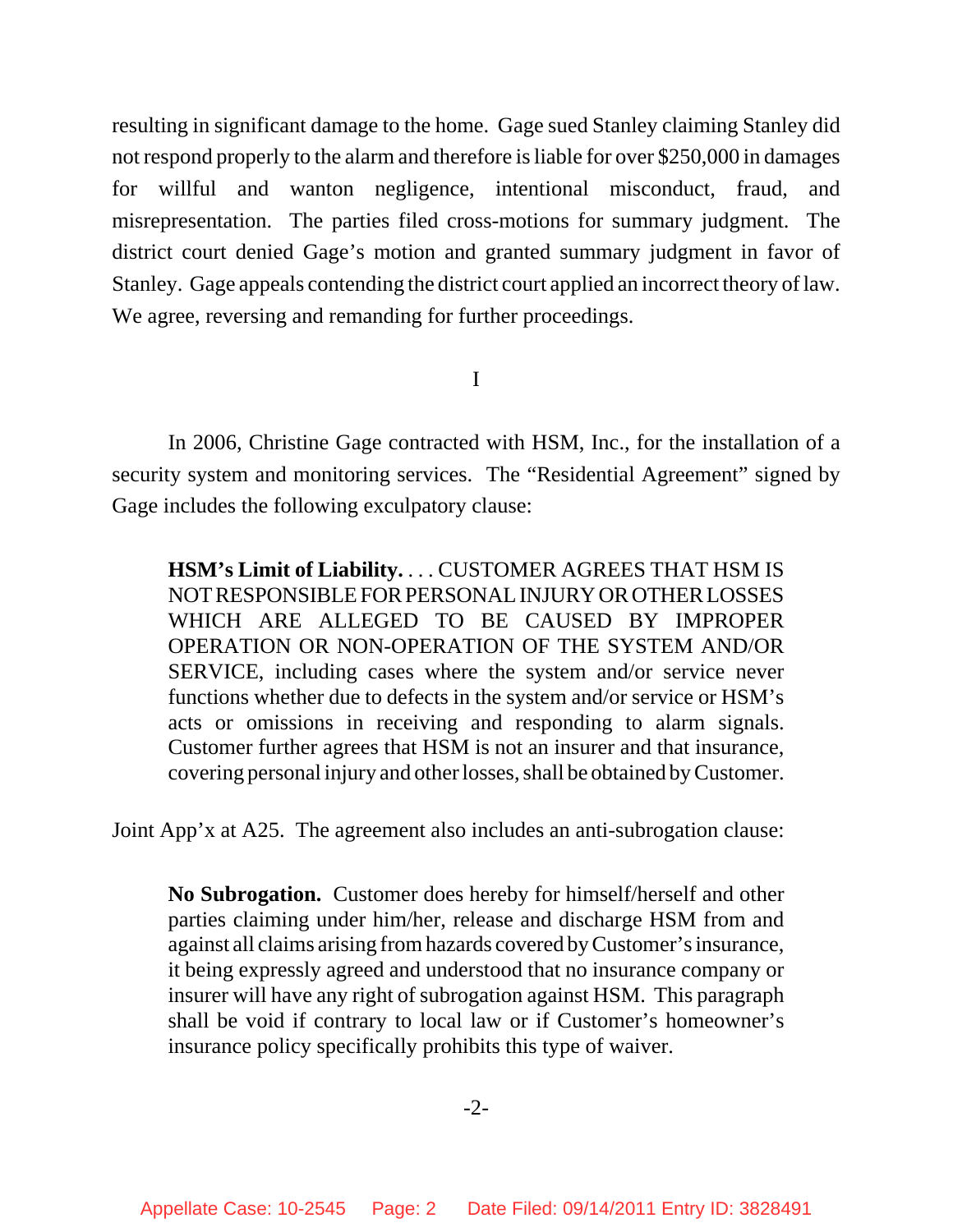resulting in significant damage to the home. Gage sued Stanley claiming Stanley did not respond properly to the alarm and therefore is liable for over $250,000 in damages for willful and wanton negligence, intentional misconduct, fraud, and misrepresentation. The parties filed cross-motions for summary judgment. The district court denied Gage's motion and granted summary judgment in favor of Stanley. Gage appeals contending the district court applied an incorrect theory of law. We agree, reversing and remanding for further proceedings.

I

In 2006, Christine Gage contracted with HSM, Inc., for the installation of a security system and monitoring services. The "Residential Agreement" signed by Gage includes the following exculpatory clause:

> **HSM's Limit of Liability.** . . . CUSTOMER AGREES THAT HSM IS NOT RESPONSIBLE FOR PERSONAL INJURY OR OTHER LOSSES WHICH ARE ALLEGED TO BE CAUSED BY IMPROPER OPERATION OR NON-OPERATION OF THE SYSTEM AND/OR SERVICE, including cases where the system and/or service never functions whether due to defects in the system and/or service or HSM's acts or omissions in receiving and responding to alarm signals. Customer further agrees that HSM is not an insurer and that insurance, covering personal injury and other losses, shall be obtained by Customer.

Joint App'x at A25. The agreement also includes an anti-subrogation clause:

> **No Subrogation.** Customer does hereby for himself/herself and other parties claiming under him/her, release and discharge HSM from and against all claims arising from hazards covered by Customer's insurance, it being expressly agreed and understood that no insurance company or insurer will have any right of subrogation against HSM. This paragraph shall be void if contrary to local law or if Customer's homeowner's insurance policy specifically prohibits this type of waiver.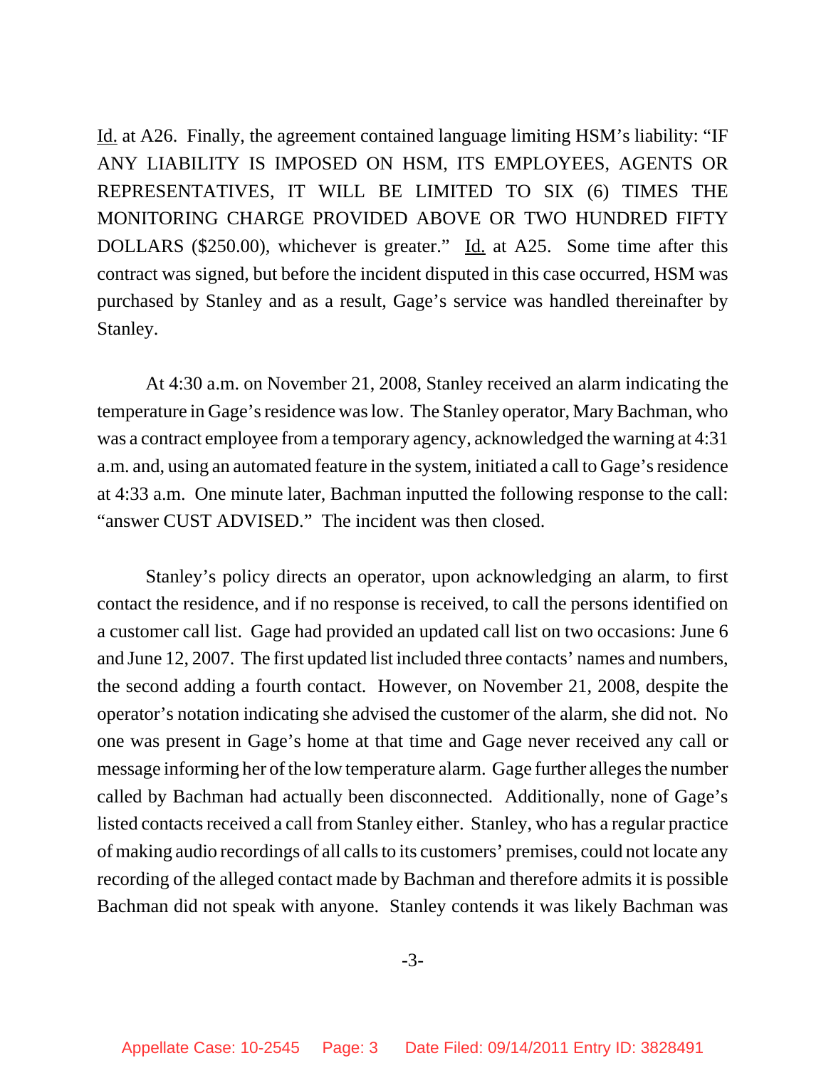Id. at A26. Finally, the agreement contained language limiting HSM's liability: "IF ANY LIABILITY IS IMPOSED ON HSM, ITS EMPLOYEES, AGENTS OR REPRESENTATIVES, IT WILL BE LIMITED TO SIX (6) TIMES THE MONITORING CHARGE PROVIDED ABOVE OR TWO HUNDRED FIFTY DOLLARS ($250.00), whichever is greater." Id. at A25. Some time after this contract was signed, but before the incident disputed in this case occurred, HSM was purchased by Stanley and as a result, Gage's service was handled thereinafter by Stanley.

At 4:30 a.m. on November 21, 2008, Stanley received an alarm indicating the temperature in Gage's residence was low. The Stanley operator, Mary Bachman, who was a contract employee from a temporary agency, acknowledged the warning at 4:31 a.m. and, using an automated feature in the system, initiated a call to Gage's residence at 4:33 a.m. One minute later, Bachman inputted the following response to the call: "answer CUST ADVISED." The incident was then closed.

Stanley's policy directs an operator, upon acknowledging an alarm, to first contact the residence, and if no response is received, to call the persons identified on a customer call list. Gage had provided an updated call list on two occasions: June 6 and June 12, 2007. The first updated list included three contacts' names and numbers, the second adding a fourth contact. However, on November 21, 2008, despite the operator's notation indicating she advised the customer of the alarm, she did not. No one was present in Gage's home at that time and Gage never received any call or message informing her of the low temperature alarm. Gage further alleges the number called by Bachman had actually been disconnected. Additionally, none of Gage's listed contacts received a call from Stanley either. Stanley, who has a regular practice of making audio recordings of all calls to its customers' premises, could not locate any recording of the alleged contact made by Bachman and therefore admits it is possible Bachman did not speak with anyone. Stanley contends it was likely Bachman was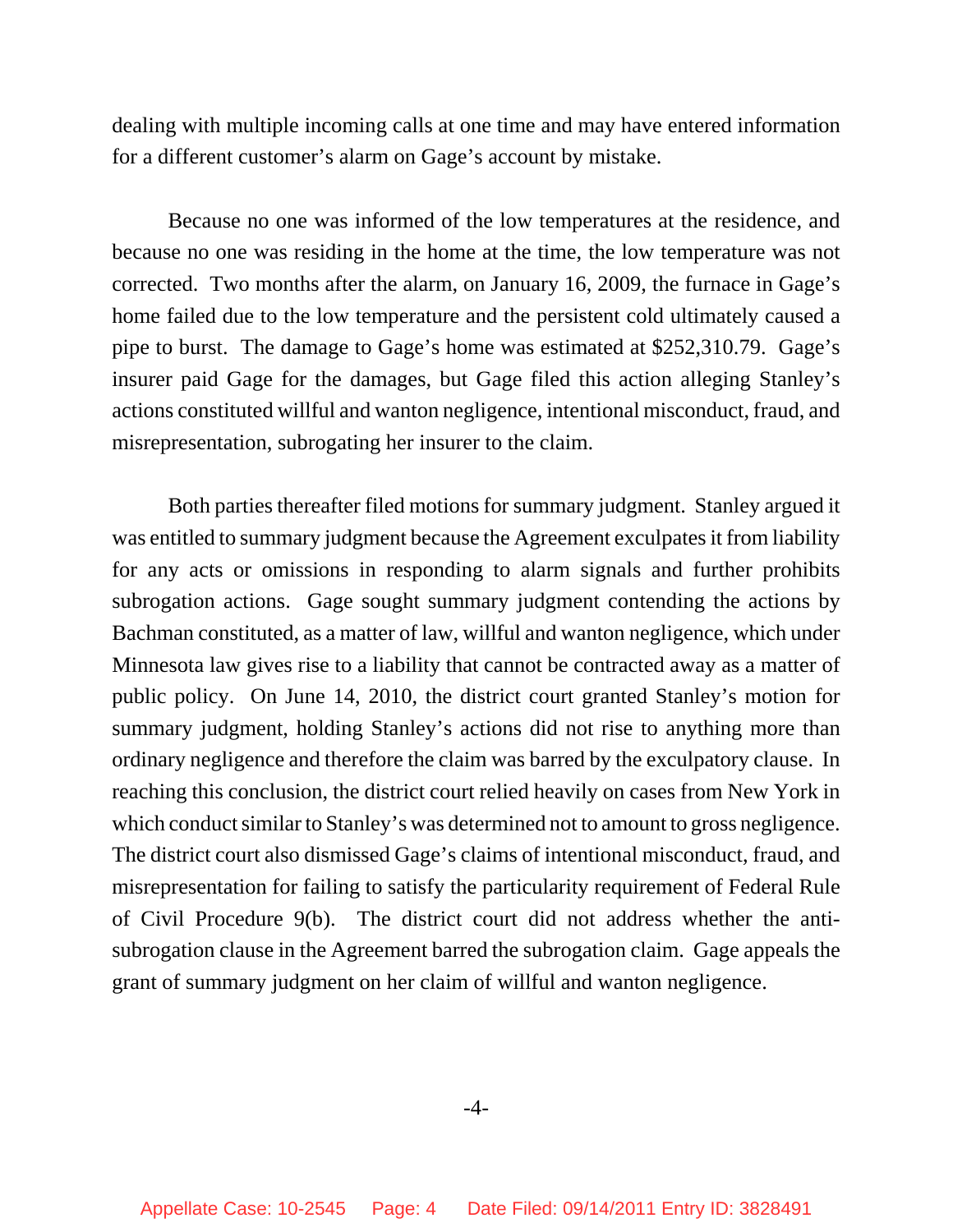dealing with multiple incoming calls at one time and may have entered information for a different customer's alarm on Gage's account by mistake.

Because no one was informed of the low temperatures at the residence, and because no one was residing in the home at the time, the low temperature was not corrected. Two months after the alarm, on January 16, 2009, the furnace in Gage's home failed due to the low temperature and the persistent cold ultimately caused a pipe to burst. The damage to Gage's home was estimated at $252,310.79. Gage's insurer paid Gage for the damages, but Gage filed this action alleging Stanley's actions constituted willful and wanton negligence, intentional misconduct, fraud, and misrepresentation, subrogating her insurer to the claim.

Both parties thereafter filed motions for summary judgment. Stanley argued it was entitled to summary judgment because the Agreement exculpates it from liability for any acts or omissions in responding to alarm signals and further prohibits subrogation actions. Gage sought summary judgment contending the actions by Bachman constituted, as a matter of law, willful and wanton negligence, which under Minnesota law gives rise to a liability that cannot be contracted away as a matter of public policy. On June 14, 2010, the district court granted Stanley's motion for summary judgment, holding Stanley's actions did not rise to anything more than ordinary negligence and therefore the claim was barred by the exculpatory clause. In reaching this conclusion, the district court relied heavily on cases from New York in which conduct similar to Stanley's was determined not to amount to gross negligence. The district court also dismissed Gage's claims of intentional misconduct, fraud, and misrepresentation for failing to satisfy the particularity requirement of Federal Rule of Civil Procedure 9(b). The district court did not address whether the anti-subrogation clause in the Agreement barred the subrogation claim. Gage appeals the grant of summary judgment on her claim of willful and wanton negligence.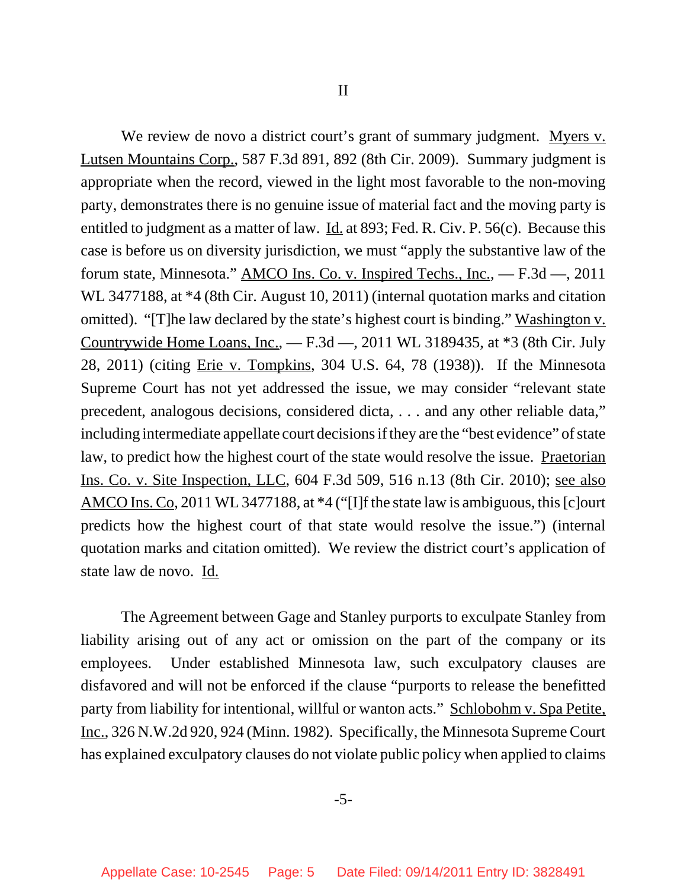II

We review de novo a district court's grant of summary judgment. Myers v. Lutsen Mountains Corp., 587 F.3d 891, 892 (8th Cir. 2009). Summary judgment is appropriate when the record, viewed in the light most favorable to the non-moving party, demonstrates there is no genuine issue of material fact and the moving party is entitled to judgment as a matter of law. Id. at 893; Fed. R. Civ. P. 56(c). Because this case is before us on diversity jurisdiction, we must "apply the substantive law of the forum state, Minnesota." AMCO Ins. Co. v. Inspired Techs., Inc., — F.3d —, 2011 WL 3477188, at *4 (8th Cir. August 10, 2011) (internal quotation marks and citation omitted). "[T]he law declared by the state's highest court is binding." Washington v. Countrywide Home Loans, Inc., — F.3d —, 2011 WL 3189435, at *3 (8th Cir. July 28, 2011) (citing Erie v. Tompkins, 304 U.S. 64, 78 (1938)). If the Minnesota Supreme Court has not yet addressed the issue, we may consider "relevant state precedent, analogous decisions, considered dicta, . . . and any other reliable data," including intermediate appellate court decisions if they are the "best evidence" of state law, to predict how the highest court of the state would resolve the issue. Praetorian Ins. Co. v. Site Inspection, LLC, 604 F.3d 509, 516 n.13 (8th Cir. 2010); see also AMCO Ins. Co, 2011 WL 3477188, at *4 ("[I]f the state law is ambiguous, this [c]ourt predicts how the highest court of that state would resolve the issue.") (internal quotation marks and citation omitted). We review the district court's application of state law de novo. Id.

The Agreement between Gage and Stanley purports to exculpate Stanley from liability arising out of any act or omission on the part of the company or its employees. Under established Minnesota law, such exculpatory clauses are disfavored and will not be enforced if the clause "purports to release the benefitted party from liability for intentional, willful or wanton acts." Schlobohm v. Spa Petite, Inc., 326 N.W.2d 920, 924 (Minn. 1982). Specifically, the Minnesota Supreme Court has explained exculpatory clauses do not violate public policy when applied to claims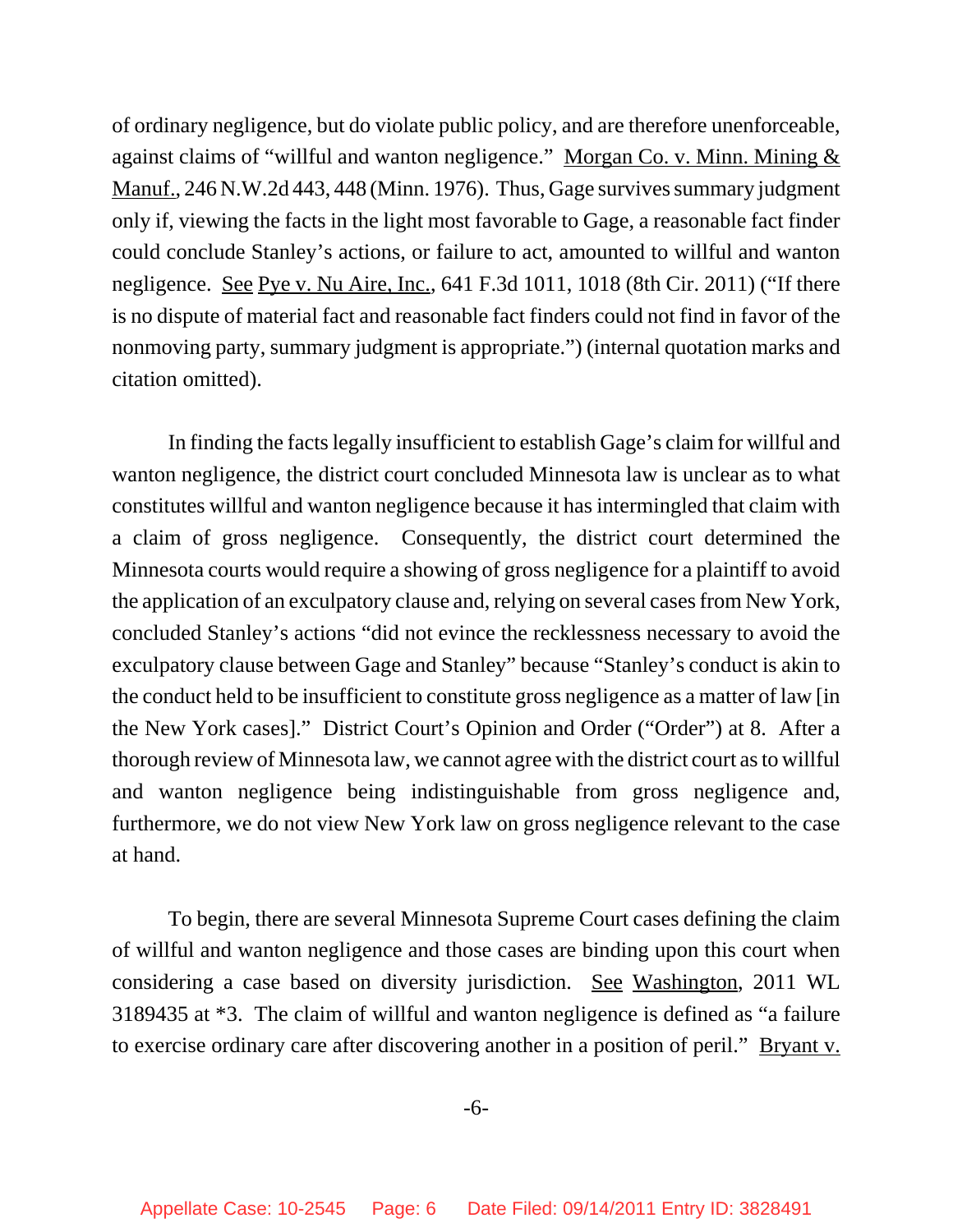of ordinary negligence, but do violate public policy, and are therefore unenforceable, against claims of "willful and wanton negligence." Morgan Co. v. Minn. Mining & Manuf., 246 N.W.2d 443, 448 (Minn. 1976). Thus, Gage survives summary judgment only if, viewing the facts in the light most favorable to Gage, a reasonable fact finder could conclude Stanley's actions, or failure to act, amounted to willful and wanton negligence. See Pye v. Nu Aire, Inc., 641 F.3d 1011, 1018 (8th Cir. 2011) ("If there is no dispute of material fact and reasonable fact finders could not find in favor of the nonmoving party, summary judgment is appropriate.") (internal quotation marks and citation omitted).

In finding the facts legally insufficient to establish Gage's claim for willful and wanton negligence, the district court concluded Minnesota law is unclear as to what constitutes willful and wanton negligence because it has intermingled that claim with a claim of gross negligence. Consequently, the district court determined the Minnesota courts would require a showing of gross negligence for a plaintiff to avoid the application of an exculpatory clause and, relying on several cases from New York, concluded Stanley's actions "did not evince the recklessness necessary to avoid the exculpatory clause between Gage and Stanley" because "Stanley's conduct is akin to the conduct held to be insufficient to constitute gross negligence as a matter of law [in the New York cases]." District Court's Opinion and Order ("Order") at 8. After a thorough review of Minnesota law, we cannot agree with the district court as to willful and wanton negligence being indistinguishable from gross negligence and, furthermore, we do not view New York law on gross negligence relevant to the case at hand.

To begin, there are several Minnesota Supreme Court cases defining the claim of willful and wanton negligence and those cases are binding upon this court when considering a case based on diversity jurisdiction. See Washington, 2011 WL 3189435 at *3. The claim of willful and wanton negligence is defined as "a failure to exercise ordinary care after discovering another in a position of peril." Bryant v.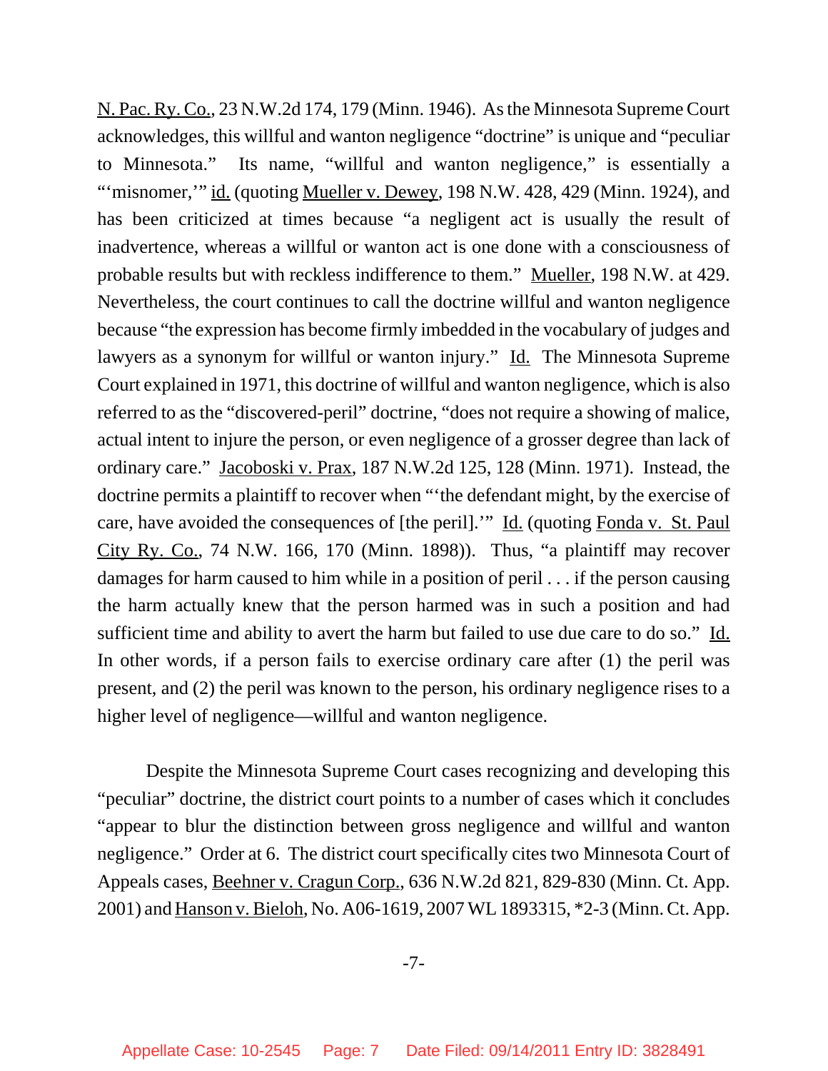N. Pac. Ry. Co., 23 N.W.2d 174, 179 (Minn. 1946). As the Minnesota Supreme Court acknowledges, this willful and wanton negligence "doctrine" is unique and "peculiar to Minnesota." Its name, "willful and wanton negligence," is essentially a "'misnomer,'" id. (quoting Mueller v. Dewey, 198 N.W. 428, 429 (Minn. 1924), and has been criticized at times because "a negligent act is usually the result of inadvertence, whereas a willful or wanton act is one done with a consciousness of probable results but with reckless indifference to them." Mueller, 198 N.W. at 429. Nevertheless, the court continues to call the doctrine willful and wanton negligence because "the expression has become firmly imbedded in the vocabulary of judges and lawyers as a synonym for willful or wanton injury." Id. The Minnesota Supreme Court explained in 1971, this doctrine of willful and wanton negligence, which is also referred to as the "discovered-peril" doctrine, "does not require a showing of malice, actual intent to injure the person, or even negligence of a grosser degree than lack of ordinary care." Jacoboski v. Prax, 187 N.W.2d 125, 128 (Minn. 1971). Instead, the doctrine permits a plaintiff to recover when "'the defendant might, by the exercise of care, have avoided the consequences of [the peril].'" Id. (quoting Fonda v. St. Paul City Ry. Co., 74 N.W. 166, 170 (Minn. 1898)). Thus, "a plaintiff may recover damages for harm caused to him while in a position of peril . . . if the person causing the harm actually knew that the person harmed was in such a position and had sufficient time and ability to avert the harm but failed to use due care to do so." Id. In other words, if a person fails to exercise ordinary care after (1) the peril was present, and (2) the peril was known to the person, his ordinary negligence rises to a higher level of negligence—willful and wanton negligence.

Despite the Minnesota Supreme Court cases recognizing and developing this "peculiar" doctrine, the district court points to a number of cases which it concludes "appear to blur the distinction between gross negligence and willful and wanton negligence." Order at 6. The district court specifically cites two Minnesota Court of Appeals cases, Beehner v. Cragun Corp., 636 N.W.2d 821, 829-830 (Minn. Ct. App. 2001) and Hanson v. Bieloh, No. A06-1619, 2007 WL 1893315, *2-3 (Minn. Ct. App.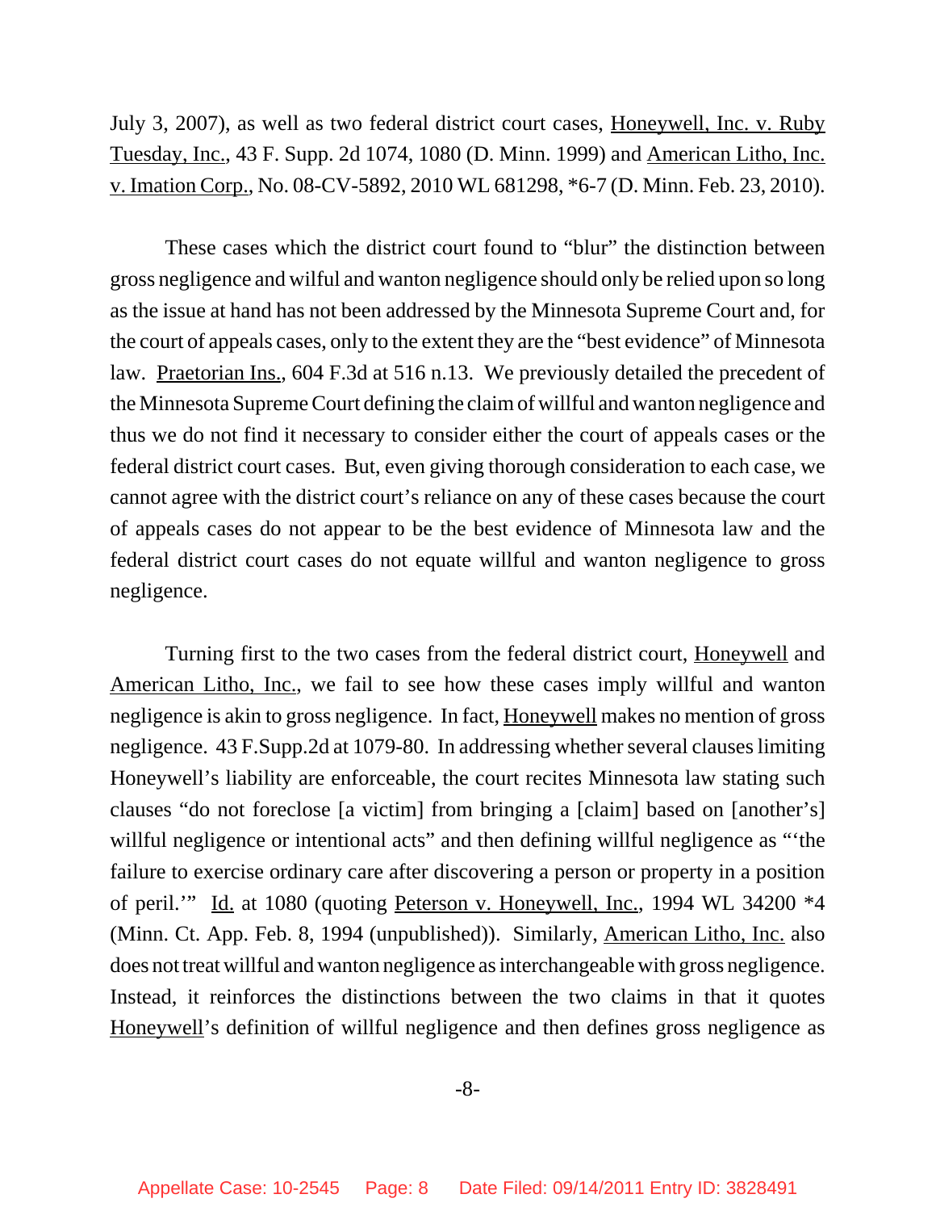July 3, 2007), as well as two federal district court cases, Honeywell, Inc. v. Ruby Tuesday, Inc., 43 F. Supp. 2d 1074, 1080 (D. Minn. 1999) and American Litho, Inc. v. Imation Corp., No. 08-CV-5892, 2010 WL 681298, *6-7 (D. Minn. Feb. 23, 2010).

These cases which the district court found to "blur" the distinction between gross negligence and wilful and wanton negligence should only be relied upon so long as the issue at hand has not been addressed by the Minnesota Supreme Court and, for the court of appeals cases, only to the extent they are the "best evidence" of Minnesota law. Praetorian Ins., 604 F.3d at 516 n.13. We previously detailed the precedent of the Minnesota Supreme Court defining the claim of willful and wanton negligence and thus we do not find it necessary to consider either the court of appeals cases or the federal district court cases. But, even giving thorough consideration to each case, we cannot agree with the district court's reliance on any of these cases because the court of appeals cases do not appear to be the best evidence of Minnesota law and the federal district court cases do not equate willful and wanton negligence to gross negligence.

Turning first to the two cases from the federal district court, Honeywell and American Litho, Inc., we fail to see how these cases imply willful and wanton negligence is akin to gross negligence. In fact, Honeywell makes no mention of gross negligence. 43 F.Supp.2d at 1079-80. In addressing whether several clauses limiting Honeywell's liability are enforceable, the court recites Minnesota law stating such clauses "do not foreclose [a victim] from bringing a [claim] based on [another's] willful negligence or intentional acts" and then defining willful negligence as "'the failure to exercise ordinary care after discovering a person or property in a position of peril.'" Id. at 1080 (quoting Peterson v. Honeywell, Inc., 1994 WL 34200 *4 (Minn. Ct. App. Feb. 8, 1994 (unpublished)). Similarly, American Litho, Inc. also does not treat willful and wanton negligence as interchangeable with gross negligence. Instead, it reinforces the distinctions between the two claims in that it quotes Honeywell's definition of willful negligence and then defines gross negligence as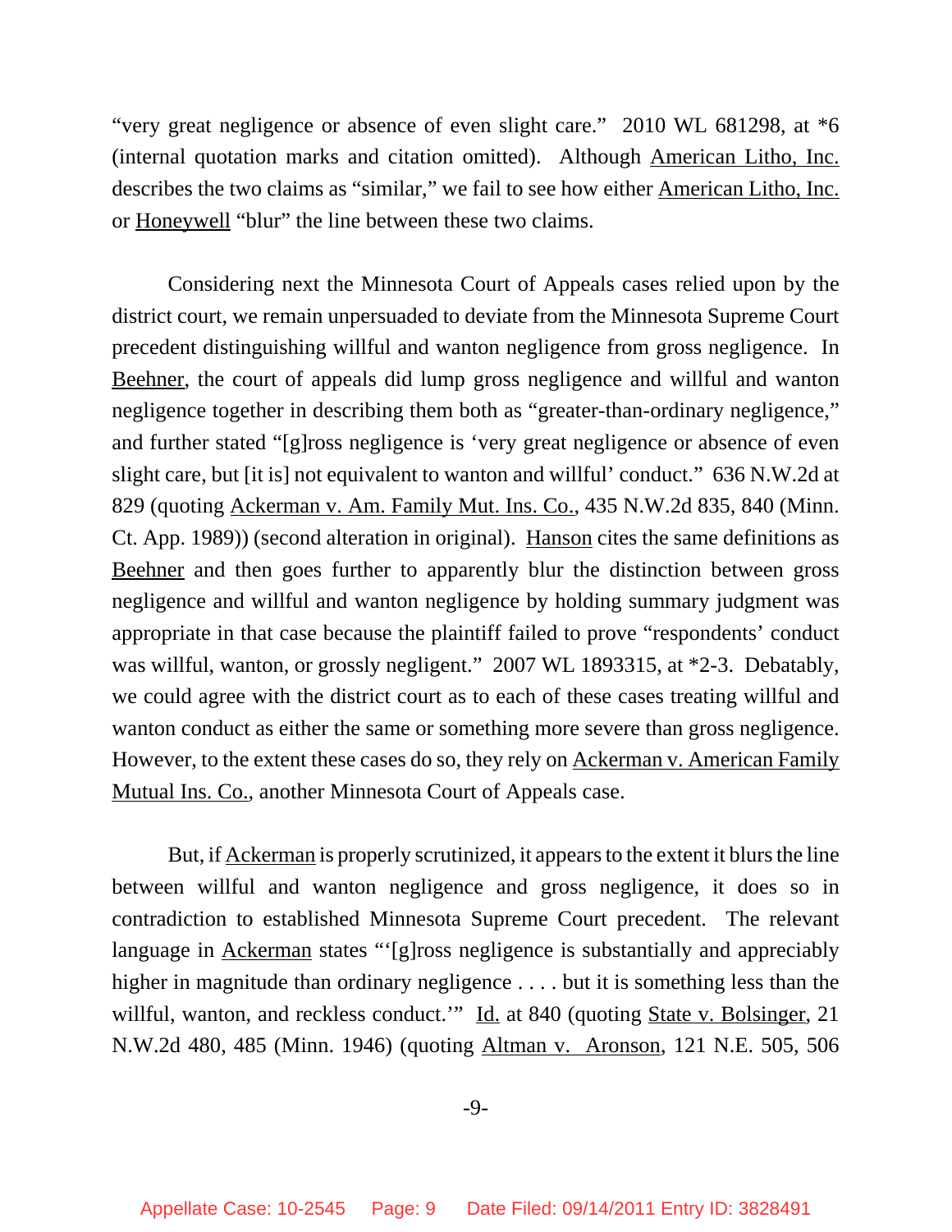"very great negligence or absence of even slight care." 2010 WL 681298, at *6 (internal quotation marks and citation omitted). Although American Litho, Inc. describes the two claims as "similar," we fail to see how either American Litho, Inc. or Honeywell "blur" the line between these two claims.

Considering next the Minnesota Court of Appeals cases relied upon by the district court, we remain unpersuaded to deviate from the Minnesota Supreme Court precedent distinguishing willful and wanton negligence from gross negligence. In Beehner, the court of appeals did lump gross negligence and willful and wanton negligence together in describing them both as "greater-than-ordinary negligence," and further stated "[g]ross negligence is 'very great negligence or absence of even slight care, but [it is] not equivalent to wanton and willful' conduct." 636 N.W.2d at 829 (quoting Ackerman v. Am. Family Mut. Ins. Co., 435 N.W.2d 835, 840 (Minn. Ct. App. 1989)) (second alteration in original). Hanson cites the same definitions as Beehner and then goes further to apparently blur the distinction between gross negligence and willful and wanton negligence by holding summary judgment was appropriate in that case because the plaintiff failed to prove "respondents' conduct was willful, wanton, or grossly negligent." 2007 WL 1893315, at *2-3. Debatably, we could agree with the district court as to each of these cases treating willful and wanton conduct as either the same or something more severe than gross negligence. However, to the extent these cases do so, they rely on Ackerman v. American Family Mutual Ins. Co., another Minnesota Court of Appeals case.

But, if Ackerman is properly scrutinized, it appears to the extent it blurs the line between willful and wanton negligence and gross negligence, it does so in contradiction to established Minnesota Supreme Court precedent. The relevant language in Ackerman states "'[g]ross negligence is substantially and appreciably higher in magnitude than ordinary negligence . . . . but it is something less than the willful, wanton, and reckless conduct.'" Id. at 840 (quoting State v. Bolsinger, 21 N.W.2d 480, 485 (Minn. 1946) (quoting Altman v. Aronson, 121 N.E. 505, 506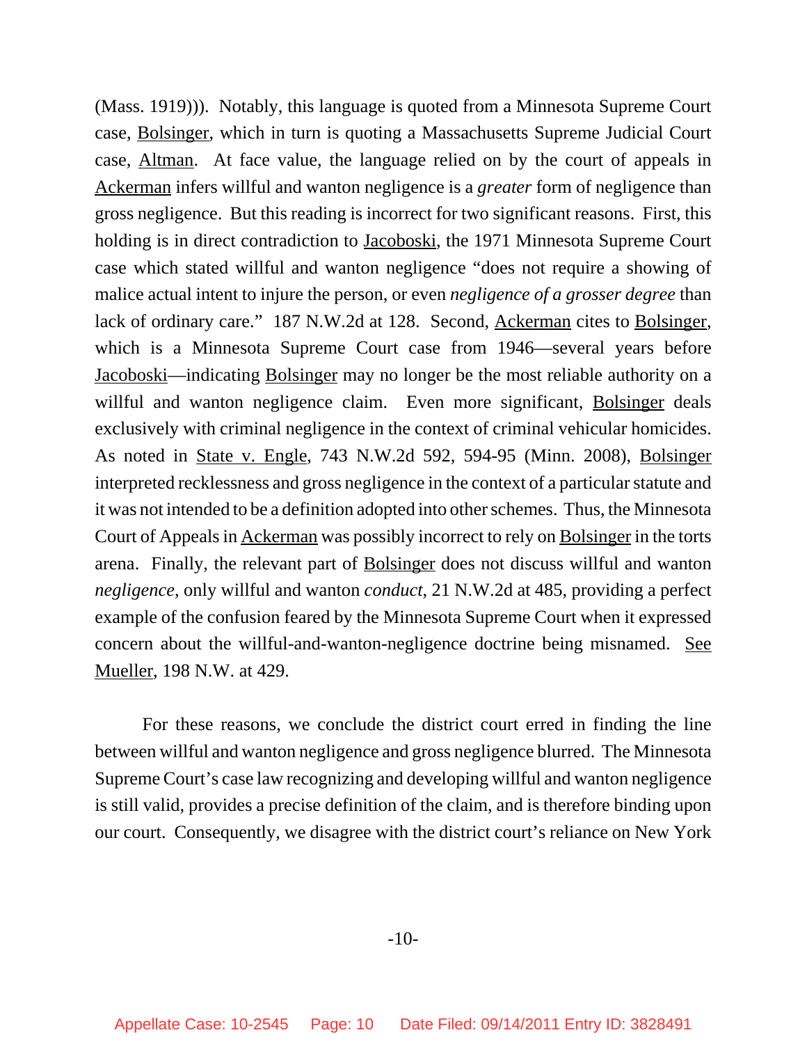(Mass. 1919))). Notably, this language is quoted from a Minnesota Supreme Court case, Bolsinger, which in turn is quoting a Massachusetts Supreme Judicial Court case, Altman. At face value, the language relied on by the court of appeals in Ackerman infers willful and wanton negligence is a *greater* form of negligence than gross negligence. But this reading is incorrect for two significant reasons. First, this holding is in direct contradiction to Jacoboski, the 1971 Minnesota Supreme Court case which stated willful and wanton negligence "does not require a showing of malice actual intent to injure the person, or even *negligence of a grosser degree* than lack of ordinary care." 187 N.W.2d at 128. Second, Ackerman cites to Bolsinger, which is a Minnesota Supreme Court case from 1946—several years before Jacoboski—indicating Bolsinger may no longer be the most reliable authority on a willful and wanton negligence claim. Even more significant, Bolsinger deals exclusively with criminal negligence in the context of criminal vehicular homicides. As noted in State v. Engle, 743 N.W.2d 592, 594-95 (Minn. 2008), Bolsinger interpreted recklessness and gross negligence in the context of a particular statute and it was not intended to be a definition adopted into other schemes. Thus, the Minnesota Court of Appeals in Ackerman was possibly incorrect to rely on Bolsinger in the torts arena. Finally, the relevant part of Bolsinger does not discuss willful and wanton *negligence*, only willful and wanton *conduct*, 21 N.W.2d at 485, providing a perfect example of the confusion feared by the Minnesota Supreme Court when it expressed concern about the willful-and-wanton-negligence doctrine being misnamed. See Mueller, 198 N.W. at 429.

For these reasons, we conclude the district court erred in finding the line between willful and wanton negligence and gross negligence blurred. The Minnesota Supreme Court's case law recognizing and developing willful and wanton negligence is still valid, provides a precise definition of the claim, and is therefore binding upon our court. Consequently, we disagree with the district court's reliance on New York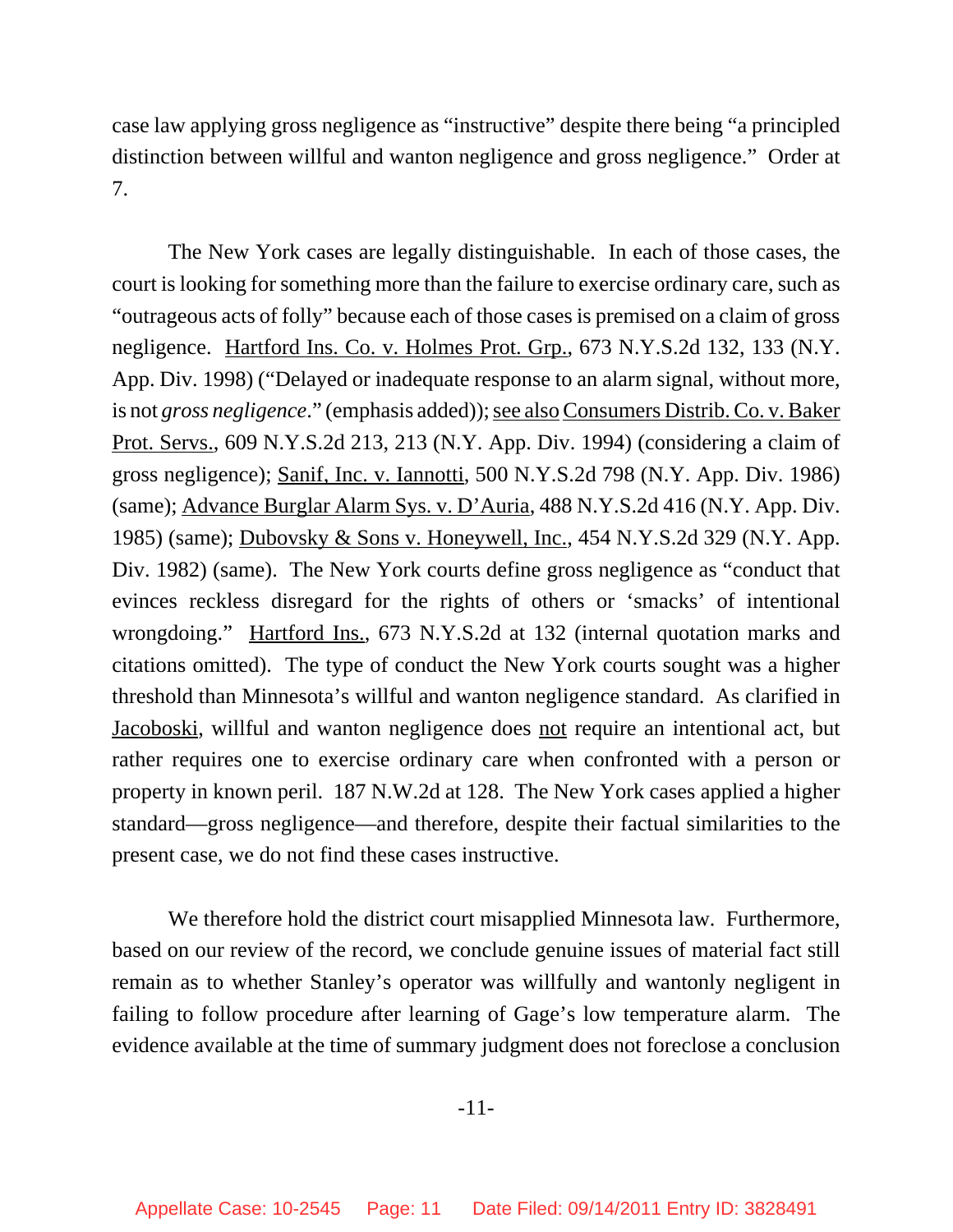case law applying gross negligence as "instructive" despite there being "a principled distinction between willful and wanton negligence and gross negligence." Order at 7.

The New York cases are legally distinguishable. In each of those cases, the court is looking for something more than the failure to exercise ordinary care, such as "outrageous acts of folly" because each of those cases is premised on a claim of gross negligence. Hartford Ins. Co. v. Holmes Prot. Grp., 673 N.Y.S.2d 132, 133 (N.Y. App. Div. 1998) ("Delayed or inadequate response to an alarm signal, without more, is not *gross negligence*." (emphasis added)); see also Consumers Distrib. Co. v. Baker Prot. Servs., 609 N.Y.S.2d 213, 213 (N.Y. App. Div. 1994) (considering a claim of gross negligence); Sanif, Inc. v. Iannotti, 500 N.Y.S.2d 798 (N.Y. App. Div. 1986) (same); Advance Burglar Alarm Sys. v. D'Auria, 488 N.Y.S.2d 416 (N.Y. App. Div. 1985) (same); Dubovsky & Sons v. Honeywell, Inc., 454 N.Y.S.2d 329 (N.Y. App. Div. 1982) (same). The New York courts define gross negligence as "conduct that evinces reckless disregard for the rights of others or 'smacks' of intentional wrongdoing." Hartford Ins., 673 N.Y.S.2d at 132 (internal quotation marks and citations omitted). The type of conduct the New York courts sought was a higher threshold than Minnesota's willful and wanton negligence standard. As clarified in Jacoboski, willful and wanton negligence does not require an intentional act, but rather requires one to exercise ordinary care when confronted with a person or property in known peril. 187 N.W.2d at 128. The New York cases applied a higher standard—gross negligence—and therefore, despite their factual similarities to the present case, we do not find these cases instructive.

We therefore hold the district court misapplied Minnesota law. Furthermore, based on our review of the record, we conclude genuine issues of material fact still remain as to whether Stanley's operator was willfully and wantonly negligent in failing to follow procedure after learning of Gage's low temperature alarm. The evidence available at the time of summary judgment does not foreclose a conclusion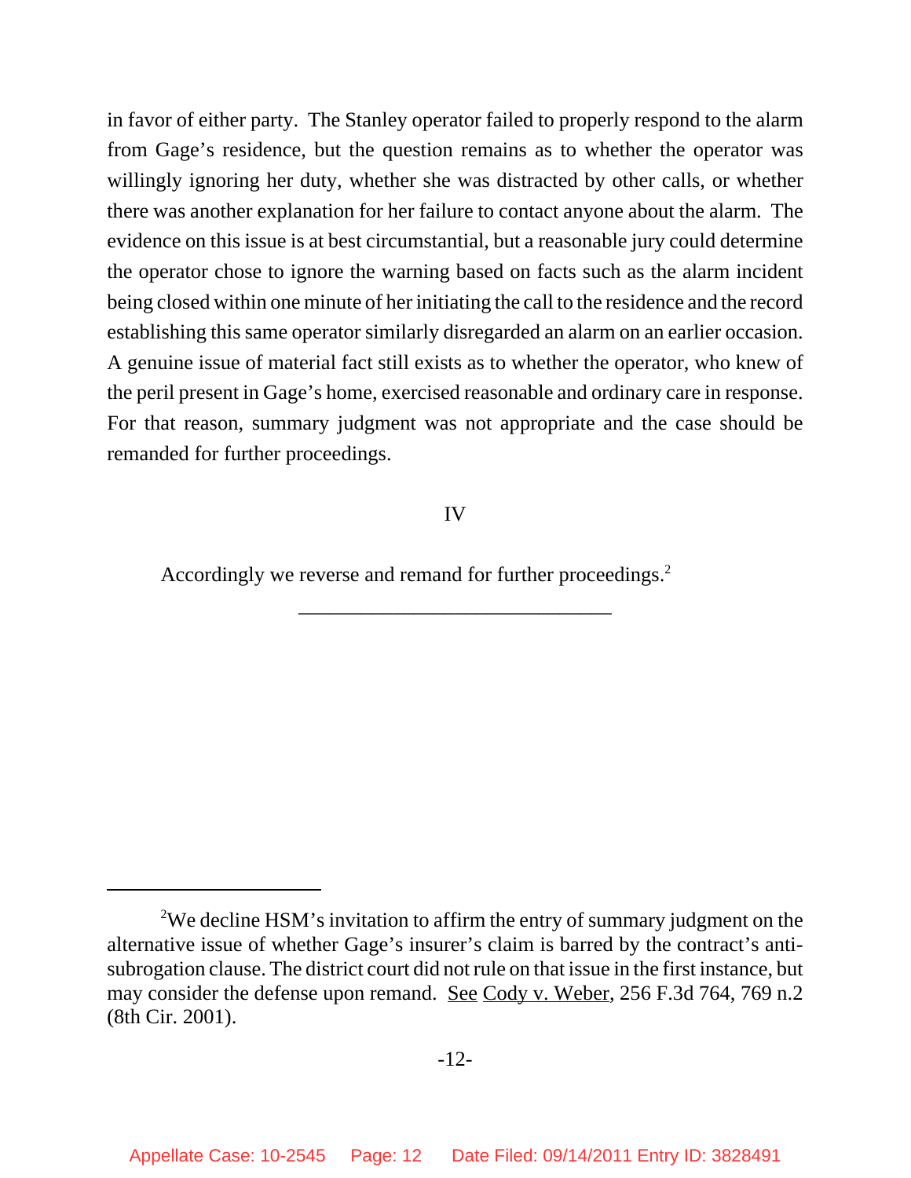in favor of either party. The Stanley operator failed to properly respond to the alarm from Gage's residence, but the question remains as to whether the operator was willingly ignoring her duty, whether she was distracted by other calls, or whether there was another explanation for her failure to contact anyone about the alarm. The evidence on this issue is at best circumstantial, but a reasonable jury could determine the operator chose to ignore the warning based on facts such as the alarm incident being closed within one minute of her initiating the call to the residence and the record establishing this same operator similarly disregarded an alarm on an earlier occasion. A genuine issue of material fact still exists as to whether the operator, who knew of the peril present in Gage's home, exercised reasonable and ordinary care in response. For that reason, summary judgment was not appropriate and the case should be remanded for further proceedings.

## IV

Accordingly we reverse and remand for further proceedings.[2]

______________________________

[2]We decline HSM's invitation to affirm the entry of summary judgment on the alternative issue of whether Gage's insurer's claim is barred by the contract's anti-subrogation clause. The district court did not rule on that issue in the first instance, but may consider the defense upon remand. See Cody v. Weber, 256 F.3d 764, 769 n.2 (8th Cir. 2001).